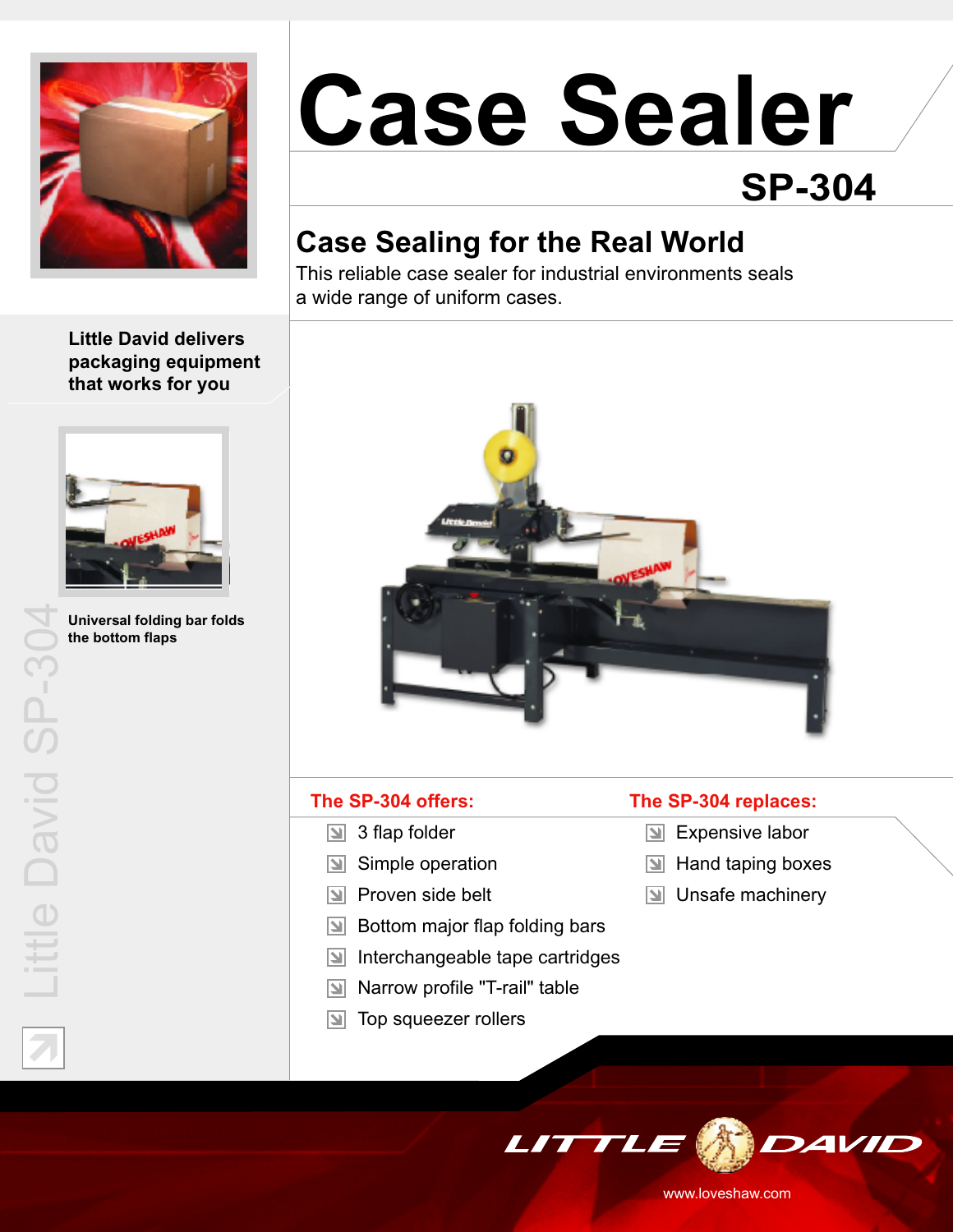# Case Sealer

## SP-304

### Case Sealing for the Real World

This reliable case sealer for industrial environments seals a wide range of uniform cases.

**Little David delivers packaging equipment that works for you**

**Universal folding bar folds the bottom flaps**

Little David SP-304

### The SP-304 offers:

- 3 flap folder
- Simple operation
- Proven side belt
- Bottom major flap folding bars
- Interchangeable tape cartridges
- Narrow profile "T-rail" table
- Top squeezer rollers

### The SP-304 replaces:

- Expensive labor
- Hand taping boxes
- Unsafe machinery

LITTLE DAVID

www.loveshaw.com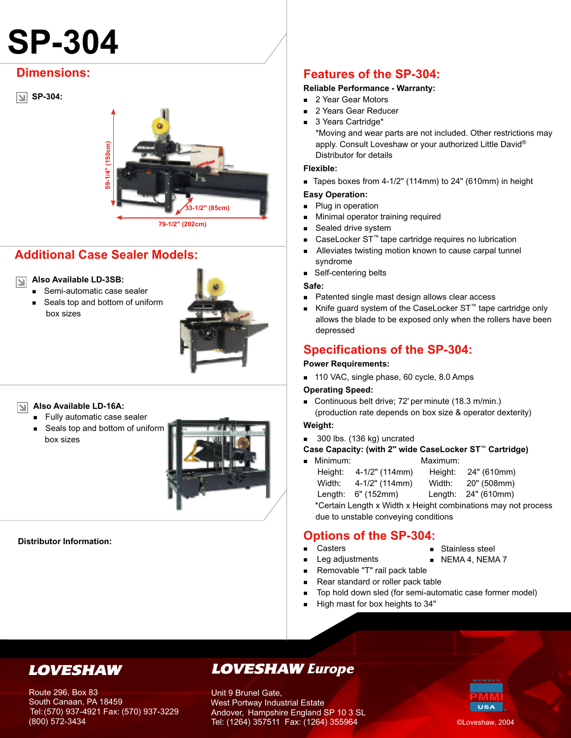# SP-304

## Dimensions:

**SP-304:**

59-1/4" (150cm)

33-1/2" (85cm)

79-1/2" (202cm)

## Additional Case Sealer Models:

**Also Available LD-3SB:**

- Semi-automatic case sealer
- Seals top and bottom of uniform box sizes

**Also Available LD-16A:**

- Fully automatic case sealer
- Seals top and bottom of uniform box sizes

**Distributor Information:**

## Features of the SP-304:

**Reliable Performance - Warranty:**

- 2 Year Gear Motors
- 2 Years Gear Reducer
- 3 Years Cartridge*

  *Moving and wear parts are not included. Other restrictions may apply. Consult Loveshaw or your authorized Little David® Distributor for details

**Flexible:**

- Tapes boxes from 4-1/2" (114mm) to 24" (610mm) in height

**Easy Operation:**

- Plug in operation
- Minimal operator training required
- Sealed drive system
- CaseLocker ST™ tape cartridge requires no lubrication
- Alleviates twisting motion known to cause carpal tunnel syndrome
- Self-centering belts

**Safe:**

- Patented single mast design allows clear access
- Knife guard system of the CaseLocker ST™ tape cartridge only allows the blade to be exposed only when the rollers have been depressed

## Specifications of the SP-304:

**Power Requirements:**

- 110 VAC, single phase, 60 cycle, 8.0 Amps

**Operating Speed:**

- Continuous belt drive; 72' per minute (18.3 m/min.) (production rate depends on box size & operator dexterity)

**Weight:**

- 300 lbs. (136 kg) uncrated

**Case Capacity: (with 2" wide CaseLocker ST™ Cartridge)**

| Minimum: | | Maximum: | |
|---|---|---|---|
| Height: | 4-1/2" (114mm) | Height: | 24" (610mm) |
| Width: | 4-1/2" (114mm) | Width: | 20" (508mm) |
| Length: | 6" (152mm) | Length: | 24" (610mm) |

*Certain Length x Width x Height combinations may not process due to unstable conveying conditions

## Options of the SP-304:

- Casters
- Leg adjustments
- Removable "T" rail pack table
- Rear standard or roller pack table
- Top hold down sled (for semi-automatic case former model)
- High mast for box heights to 34"
- Stainless steel
- NEMA 4, NEMA 7

**LOVESHAW**

Route 296, Box 83
South Canaan, PA 18459
Tel: (570) 937-4921 Fax: (570) 937-3229
(800) 572-3434

**LOVESHAW Europe**

Unit 9 Brunel Gate,
West Portway Industrial Estate
Andover, Hampshire England SP 10 3 SL
Tel: (1264) 357511 Fax: (1264) 355964

MEMBER PMMI USA

©Loveshaw, 2004